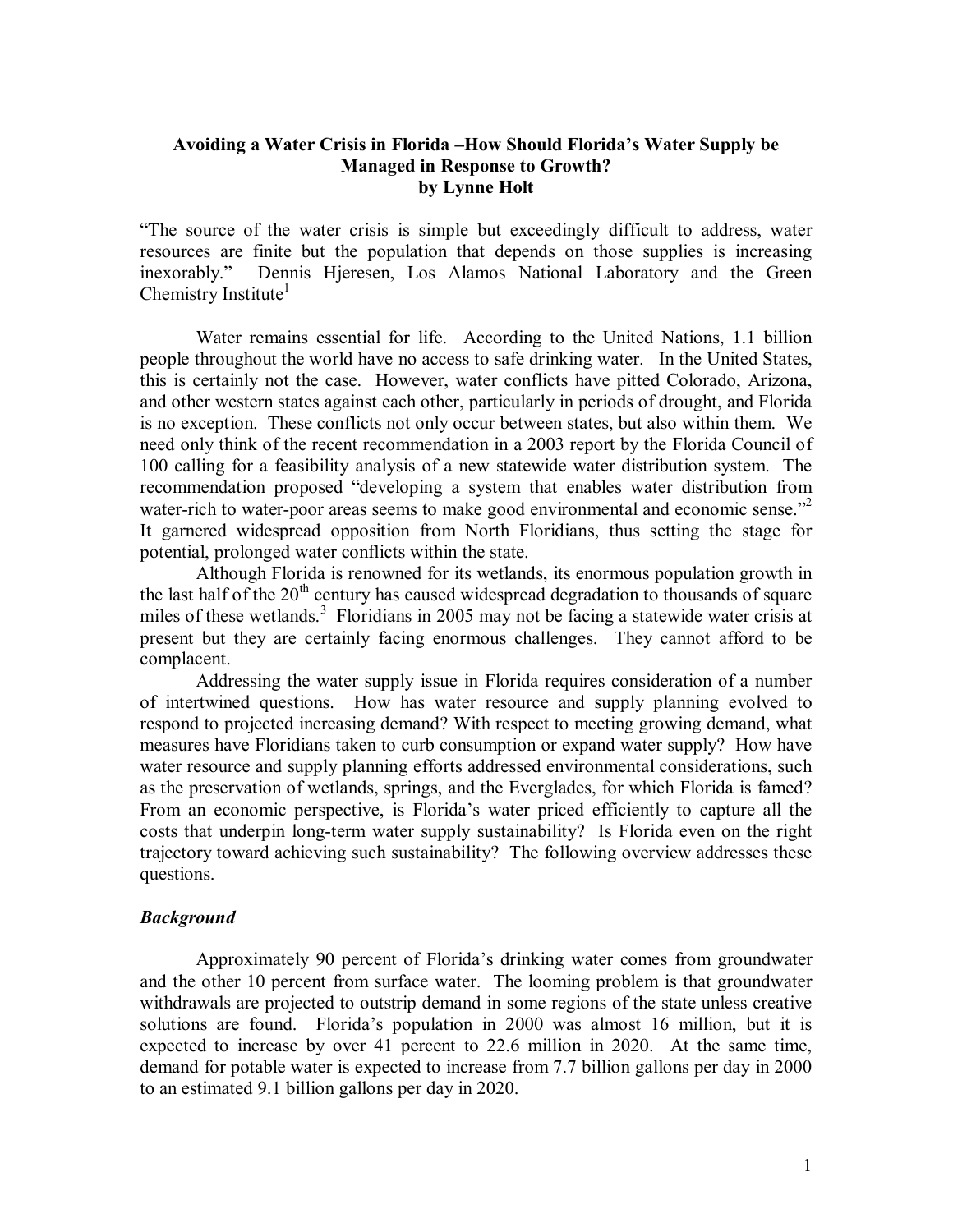**Avoiding a Water Crisis in Florida –How Should Florida's Water Supply be Managed in Response to Growth?**
**by Lynne Holt**

"The source of the water crisis is simple but exceedingly difficult to address, water resources are finite but the population that depends on those supplies is increasing inexorably." Dennis Hjeresen, Los Alamos National Laboratory and the Green Chemistry Institute[1]

Water remains essential for life. According to the United Nations, 1.1 billion people throughout the world have no access to safe drinking water. In the United States, this is certainly not the case. However, water conflicts have pitted Colorado, Arizona, and other western states against each other, particularly in periods of drought, and Florida is no exception. These conflicts not only occur between states, but also within them. We need only think of the recent recommendation in a 2003 report by the Florida Council of 100 calling for a feasibility analysis of a new statewide water distribution system. The recommendation proposed "developing a system that enables water distribution from water-rich to water-poor areas seems to make good environmental and economic sense."[2] It garnered widespread opposition from North Floridians, thus setting the stage for potential, prolonged water conflicts within the state.

Although Florida is renowned for its wetlands, its enormous population growth in the last half of the 20th century has caused widespread degradation to thousands of square miles of these wetlands.[3] Floridians in 2005 may not be facing a statewide water crisis at present but they are certainly facing enormous challenges. They cannot afford to be complacent.

Addressing the water supply issue in Florida requires consideration of a number of intertwined questions. How has water resource and supply planning evolved to respond to projected increasing demand? With respect to meeting growing demand, what measures have Floridians taken to curb consumption or expand water supply? How have water resource and supply planning efforts addressed environmental considerations, such as the preservation of wetlands, springs, and the Everglades, for which Florida is famed? From an economic perspective, is Florida's water priced efficiently to capture all the costs that underpin long-term water supply sustainability? Is Florida even on the right trajectory toward achieving such sustainability? The following overview addresses these questions.

### *Background*

Approximately 90 percent of Florida's drinking water comes from groundwater and the other 10 percent from surface water. The looming problem is that groundwater withdrawals are projected to outstrip demand in some regions of the state unless creative solutions are found. Florida's population in 2000 was almost 16 million, but it is expected to increase by over 41 percent to 22.6 million in 2020. At the same time, demand for potable water is expected to increase from 7.7 billion gallons per day in 2000 to an estimated 9.1 billion gallons per day in 2020.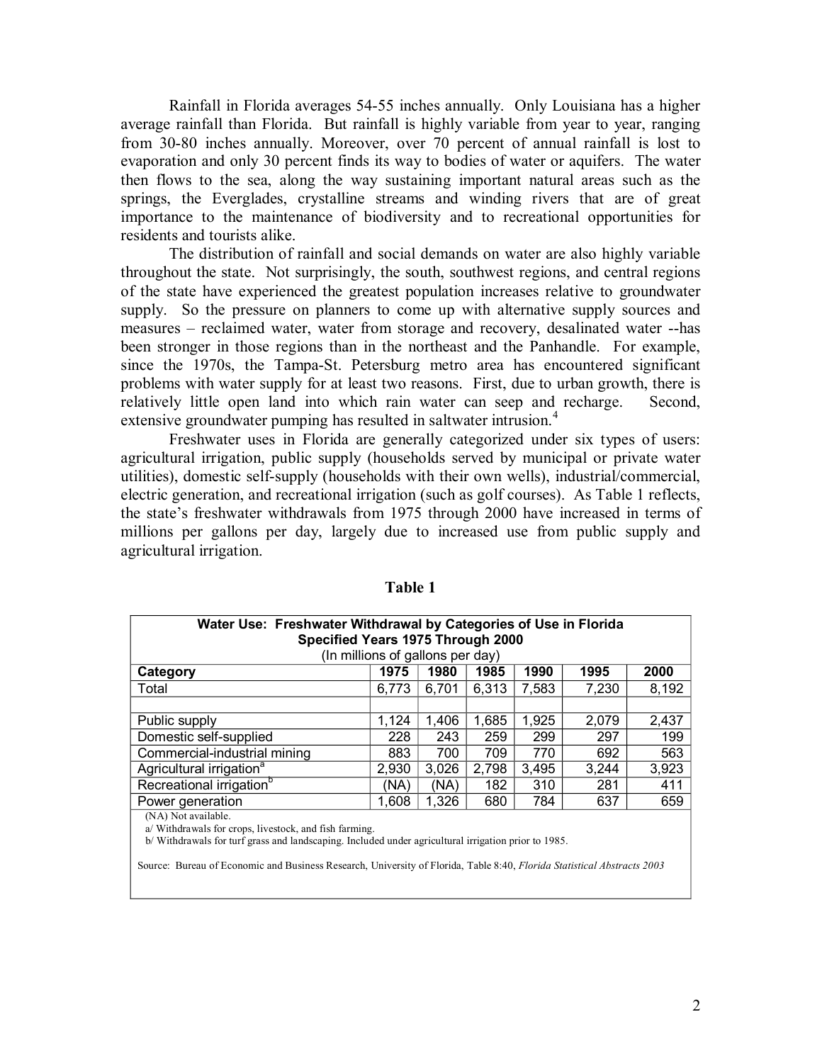Rainfall in Florida averages 54-55 inches annually. Only Louisiana has a higher average rainfall than Florida. But rainfall is highly variable from year to year, ranging from 30-80 inches annually. Moreover, over 70 percent of annual rainfall is lost to evaporation and only 30 percent finds its way to bodies of water or aquifers. The water then flows to the sea, along the way sustaining important natural areas such as the springs, the Everglades, crystalline streams and winding rivers that are of great importance to the maintenance of biodiversity and to recreational opportunities for residents and tourists alike.

The distribution of rainfall and social demands on water are also highly variable throughout the state. Not surprisingly, the south, southwest regions, and central regions of the state have experienced the greatest population increases relative to groundwater supply. So the pressure on planners to come up with alternative supply sources and measures – reclaimed water, water from storage and recovery, desalinated water --has been stronger in those regions than in the northeast and the Panhandle. For example, since the 1970s, the Tampa-St. Petersburg metro area has encountered significant problems with water supply for at least two reasons. First, due to urban growth, there is relatively little open land into which rain water can seep and recharge. Second, extensive groundwater pumping has resulted in saltwater intrusion.[4]

Freshwater uses in Florida are generally categorized under six types of users: agricultural irrigation, public supply (households served by municipal or private water utilities), domestic self-supply (households with their own wells), industrial/commercial, electric generation, and recreational irrigation (such as golf courses). As Table 1 reflects, the state's freshwater withdrawals from 1975 through 2000 have increased in terms of millions per gallons per day, largely due to increased use from public supply and agricultural irrigation.

**Table 1**

**Water Use: Freshwater Withdrawal by Categories of Use in Florida**
**Specified Years 1975 Through 2000**
(In millions of gallons per day)

| Category | 1975 | 1980 | 1985 | 1990 | 1995 | 2000 |
|---|---|---|---|---|---|---|
| Total | 6,773 | 6,701 | 6,313 | 7,583 | 7,230 | 8,192 |
| | | | | | | |
| Public supply | 1,124 | 1,406 | 1,685 | 1,925 | 2,079 | 2,437 |
| Domestic self-supplied | 228 | 243 | 259 | 299 | 297 | 199 |
| Commercial-industrial mining | 883 | 700 | 709 | 770 | 692 | 563 |
| Agricultural irrigation[a] | 2,930 | 3,026 | 2,798 | 3,495 | 3,244 | 3,923 |
| Recreational irrigation[b] | (NA) | (NA) | 182 | 310 | 281 | 411 |
| Power generation | 1,608 | 1,326 | 680 | 784 | 637 | 659 |

(NA) Not available.

a/ Withdrawals for crops, livestock, and fish farming.

b/ Withdrawals for turf grass and landscaping. Included under agricultural irrigation prior to 1985.

Source: Bureau of Economic and Business Research, University of Florida, Table 8:40, *Florida Statistical Abstracts 2003*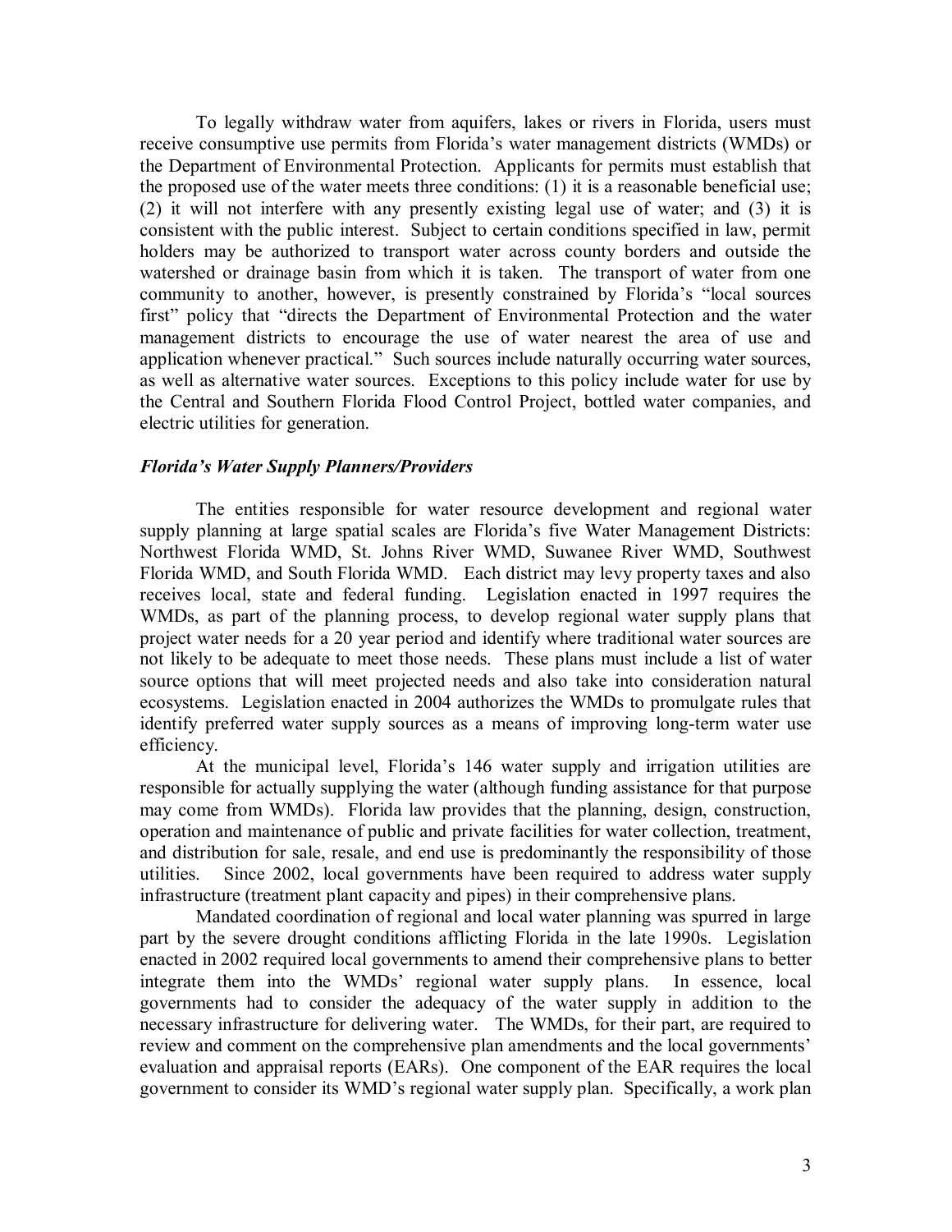To legally withdraw water from aquifers, lakes or rivers in Florida, users must receive consumptive use permits from Florida's water management districts (WMDs) or the Department of Environmental Protection. Applicants for permits must establish that the proposed use of the water meets three conditions: (1) it is a reasonable beneficial use; (2) it will not interfere with any presently existing legal use of water; and (3) it is consistent with the public interest. Subject to certain conditions specified in law, permit holders may be authorized to transport water across county borders and outside the watershed or drainage basin from which it is taken. The transport of water from one community to another, however, is presently constrained by Florida's "local sources first" policy that "directs the Department of Environmental Protection and the water management districts to encourage the use of water nearest the area of use and application whenever practical." Such sources include naturally occurring water sources, as well as alternative water sources. Exceptions to this policy include water for use by the Central and Southern Florida Flood Control Project, bottled water companies, and electric utilities for generation.

### *Florida's Water Supply Planners/Providers*

The entities responsible for water resource development and regional water supply planning at large spatial scales are Florida's five Water Management Districts: Northwest Florida WMD, St. Johns River WMD, Suwanee River WMD, Southwest Florida WMD, and South Florida WMD. Each district may levy property taxes and also receives local, state and federal funding. Legislation enacted in 1997 requires the WMDs, as part of the planning process, to develop regional water supply plans that project water needs for a 20 year period and identify where traditional water sources are not likely to be adequate to meet those needs. These plans must include a list of water source options that will meet projected needs and also take into consideration natural ecosystems. Legislation enacted in 2004 authorizes the WMDs to promulgate rules that identify preferred water supply sources as a means of improving long-term water use efficiency.

At the municipal level, Florida's 146 water supply and irrigation utilities are responsible for actually supplying the water (although funding assistance for that purpose may come from WMDs). Florida law provides that the planning, design, construction, operation and maintenance of public and private facilities for water collection, treatment, and distribution for sale, resale, and end use is predominantly the responsibility of those utilities. Since 2002, local governments have been required to address water supply infrastructure (treatment plant capacity and pipes) in their comprehensive plans.

Mandated coordination of regional and local water planning was spurred in large part by the severe drought conditions afflicting Florida in the late 1990s. Legislation enacted in 2002 required local governments to amend their comprehensive plans to better integrate them into the WMDs' regional water supply plans. In essence, local governments had to consider the adequacy of the water supply in addition to the necessary infrastructure for delivering water. The WMDs, for their part, are required to review and comment on the comprehensive plan amendments and the local governments' evaluation and appraisal reports (EARs). One component of the EAR requires the local government to consider its WMD's regional water supply plan. Specifically, a work plan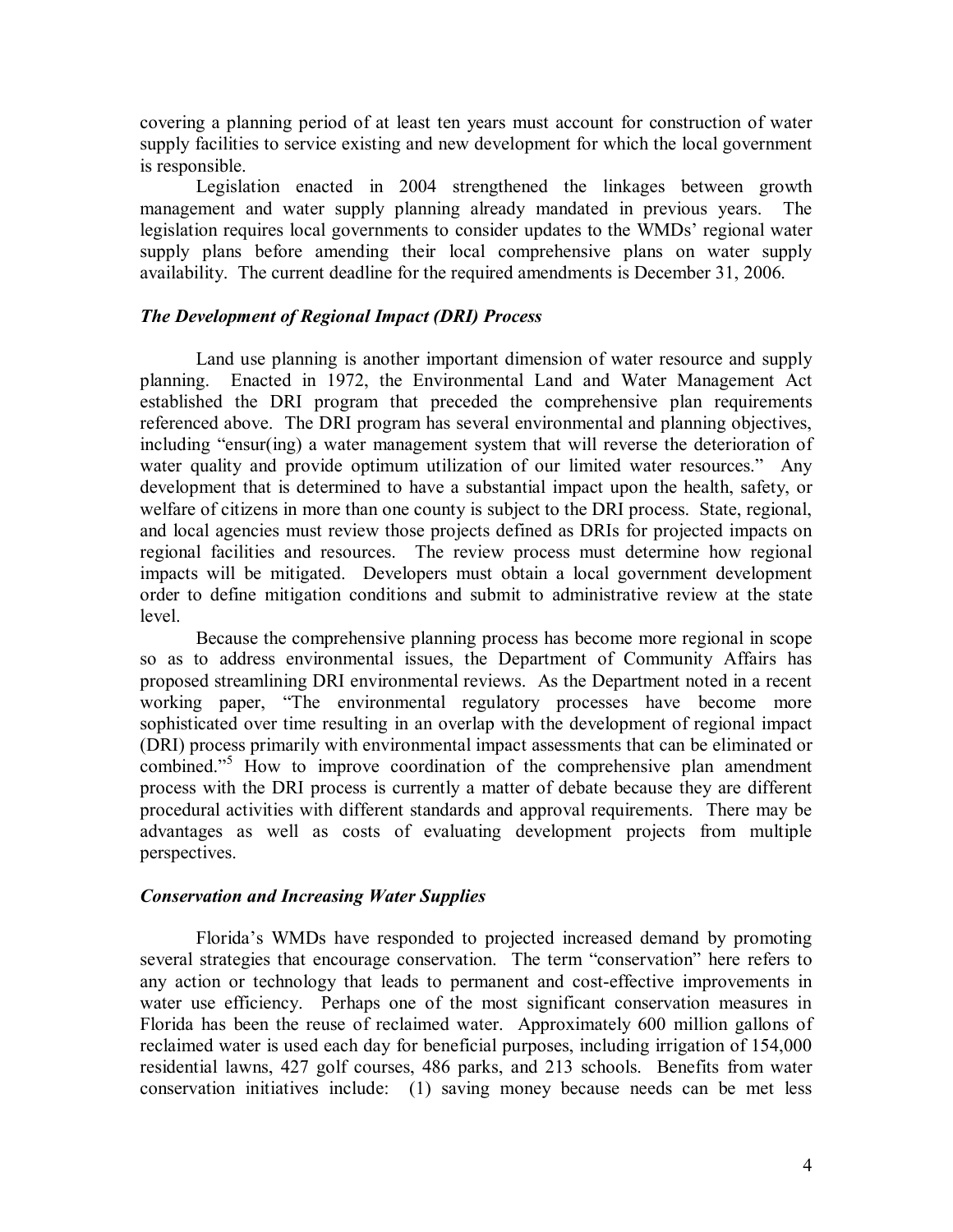covering a planning period of at least ten years must account for construction of water supply facilities to service existing and new development for which the local government is responsible.

Legislation enacted in 2004 strengthened the linkages between growth management and water supply planning already mandated in previous years. The legislation requires local governments to consider updates to the WMDs' regional water supply plans before amending their local comprehensive plans on water supply availability. The current deadline for the required amendments is December 31, 2006.

### *The Development of Regional Impact (DRI) Process*

Land use planning is another important dimension of water resource and supply planning. Enacted in 1972, the Environmental Land and Water Management Act established the DRI program that preceded the comprehensive plan requirements referenced above. The DRI program has several environmental and planning objectives, including "ensur(ing) a water management system that will reverse the deterioration of water quality and provide optimum utilization of our limited water resources." Any development that is determined to have a substantial impact upon the health, safety, or welfare of citizens in more than one county is subject to the DRI process. State, regional, and local agencies must review those projects defined as DRIs for projected impacts on regional facilities and resources. The review process must determine how regional impacts will be mitigated. Developers must obtain a local government development order to define mitigation conditions and submit to administrative review at the state level.

Because the comprehensive planning process has become more regional in scope so as to address environmental issues, the Department of Community Affairs has proposed streamlining DRI environmental reviews. As the Department noted in a recent working paper, "The environmental regulatory processes have become more sophisticated over time resulting in an overlap with the development of regional impact (DRI) process primarily with environmental impact assessments that can be eliminated or combined."[5] How to improve coordination of the comprehensive plan amendment process with the DRI process is currently a matter of debate because they are different procedural activities with different standards and approval requirements. There may be advantages as well as costs of evaluating development projects from multiple perspectives.

### *Conservation and Increasing Water Supplies*

Florida's WMDs have responded to projected increased demand by promoting several strategies that encourage conservation. The term "conservation" here refers to any action or technology that leads to permanent and cost-effective improvements in water use efficiency. Perhaps one of the most significant conservation measures in Florida has been the reuse of reclaimed water. Approximately 600 million gallons of reclaimed water is used each day for beneficial purposes, including irrigation of 154,000 residential lawns, 427 golf courses, 486 parks, and 213 schools. Benefits from water conservation initiatives include: (1) saving money because needs can be met less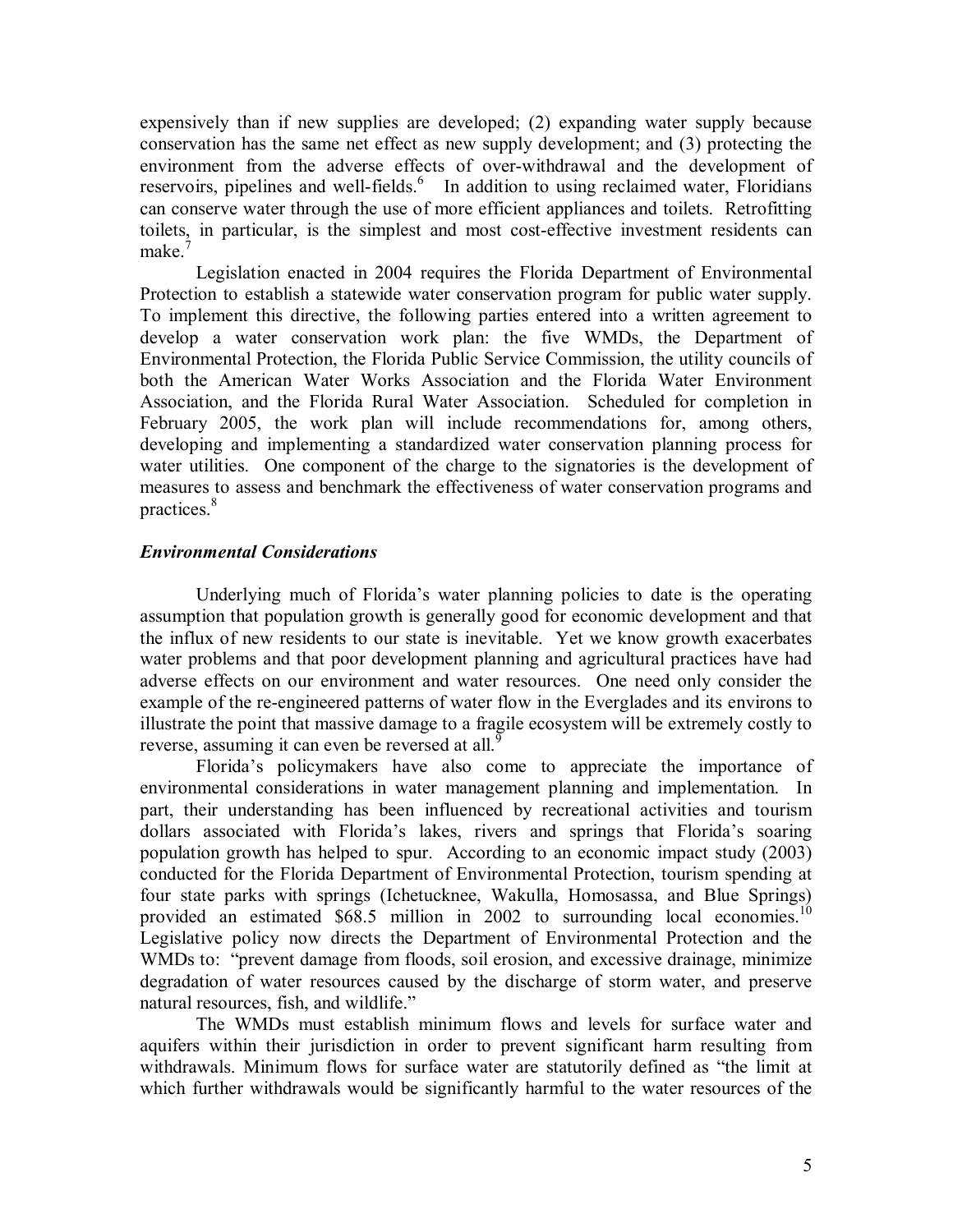expensively than if new supplies are developed; (2) expanding water supply because conservation has the same net effect as new supply development; and (3) protecting the environment from the adverse effects of over-withdrawal and the development of reservoirs, pipelines and well-fields.[6] In addition to using reclaimed water, Floridians can conserve water through the use of more efficient appliances and toilets. Retrofitting toilets, in particular, is the simplest and most cost-effective investment residents can make.[7]

Legislation enacted in 2004 requires the Florida Department of Environmental Protection to establish a statewide water conservation program for public water supply. To implement this directive, the following parties entered into a written agreement to develop a water conservation work plan: the five WMDs, the Department of Environmental Protection, the Florida Public Service Commission, the utility councils of both the American Water Works Association and the Florida Water Environment Association, and the Florida Rural Water Association. Scheduled for completion in February 2005, the work plan will include recommendations for, among others, developing and implementing a standardized water conservation planning process for water utilities. One component of the charge to the signatories is the development of measures to assess and benchmark the effectiveness of water conservation programs and practices.[8]

### *Environmental Considerations*

Underlying much of Florida's water planning policies to date is the operating assumption that population growth is generally good for economic development and that the influx of new residents to our state is inevitable. Yet we know growth exacerbates water problems and that poor development planning and agricultural practices have had adverse effects on our environment and water resources. One need only consider the example of the re-engineered patterns of water flow in the Everglades and its environs to illustrate the point that massive damage to a fragile ecosystem will be extremely costly to reverse, assuming it can even be reversed at all.[9]

Florida's policymakers have also come to appreciate the importance of environmental considerations in water management planning and implementation. In part, their understanding has been influenced by recreational activities and tourism dollars associated with Florida's lakes, rivers and springs that Florida's soaring population growth has helped to spur. According to an economic impact study (2003) conducted for the Florida Department of Environmental Protection, tourism spending at four state parks with springs (Ichetucknee, Wakulla, Homosassa, and Blue Springs) provided an estimated $68.5 million in 2002 to surrounding local economies.[10] Legislative policy now directs the Department of Environmental Protection and the WMDs to: "prevent damage from floods, soil erosion, and excessive drainage, minimize degradation of water resources caused by the discharge of storm water, and preserve natural resources, fish, and wildlife."

The WMDs must establish minimum flows and levels for surface water and aquifers within their jurisdiction in order to prevent significant harm resulting from withdrawals. Minimum flows for surface water are statutorily defined as "the limit at which further withdrawals would be significantly harmful to the water resources of the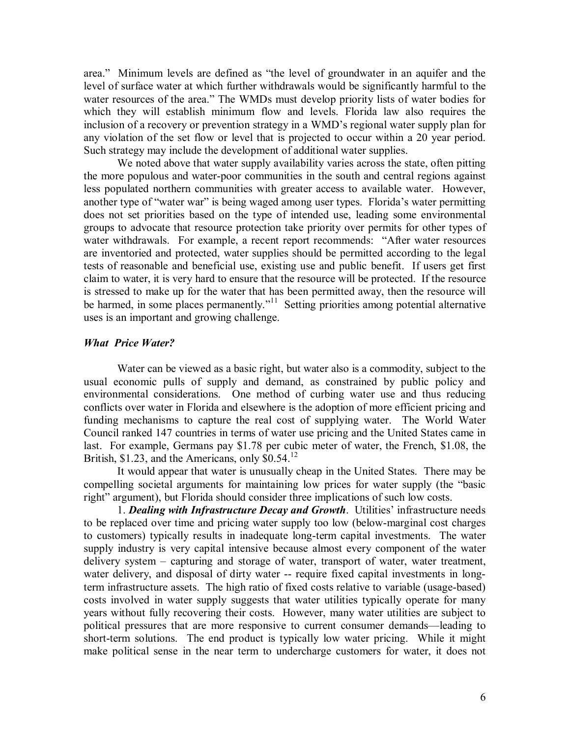area." Minimum levels are defined as "the level of groundwater in an aquifer and the level of surface water at which further withdrawals would be significantly harmful to the water resources of the area." The WMDs must develop priority lists of water bodies for which they will establish minimum flow and levels. Florida law also requires the inclusion of a recovery or prevention strategy in a WMD's regional water supply plan for any violation of the set flow or level that is projected to occur within a 20 year period. Such strategy may include the development of additional water supplies.

We noted above that water supply availability varies across the state, often pitting the more populous and water-poor communities in the south and central regions against less populated northern communities with greater access to available water. However, another type of "water war" is being waged among user types. Florida's water permitting does not set priorities based on the type of intended use, leading some environmental groups to advocate that resource protection take priority over permits for other types of water withdrawals. For example, a recent report recommends: "After water resources are inventoried and protected, water supplies should be permitted according to the legal tests of reasonable and beneficial use, existing use and public benefit. If users get first claim to water, it is very hard to ensure that the resource will be protected. If the resource is stressed to make up for the water that has been permitted away, then the resource will be harmed, in some places permanently."[11] Setting priorities among potential alternative uses is an important and growing challenge.

### *What Price Water?*

Water can be viewed as a basic right, but water also is a commodity, subject to the usual economic pulls of supply and demand, as constrained by public policy and environmental considerations. One method of curbing water use and thus reducing conflicts over water in Florida and elsewhere is the adoption of more efficient pricing and funding mechanisms to capture the real cost of supplying water. The World Water Council ranked 147 countries in terms of water use pricing and the United States came in last. For example, Germans pay \$1.78 per cubic meter of water, the French, \$1.08, the British, \$1.23, and the Americans, only \$0.54.[12]

It would appear that water is unusually cheap in the United States. There may be compelling societal arguments for maintaining low prices for water supply (the "basic right" argument), but Florida should consider three implications of such low costs.

1. ***Dealing with Infrastructure Decay and Growth***. Utilities' infrastructure needs to be replaced over time and pricing water supply too low (below-marginal cost charges to customers) typically results in inadequate long-term capital investments. The water supply industry is very capital intensive because almost every component of the water delivery system – capturing and storage of water, transport of water, water treatment, water delivery, and disposal of dirty water -- require fixed capital investments in long-term infrastructure assets. The high ratio of fixed costs relative to variable (usage-based) costs involved in water supply suggests that water utilities typically operate for many years without fully recovering their costs. However, many water utilities are subject to political pressures that are more responsive to current consumer demands—leading to short-term solutions. The end product is typically low water pricing. While it might make political sense in the near term to undercharge customers for water, it does not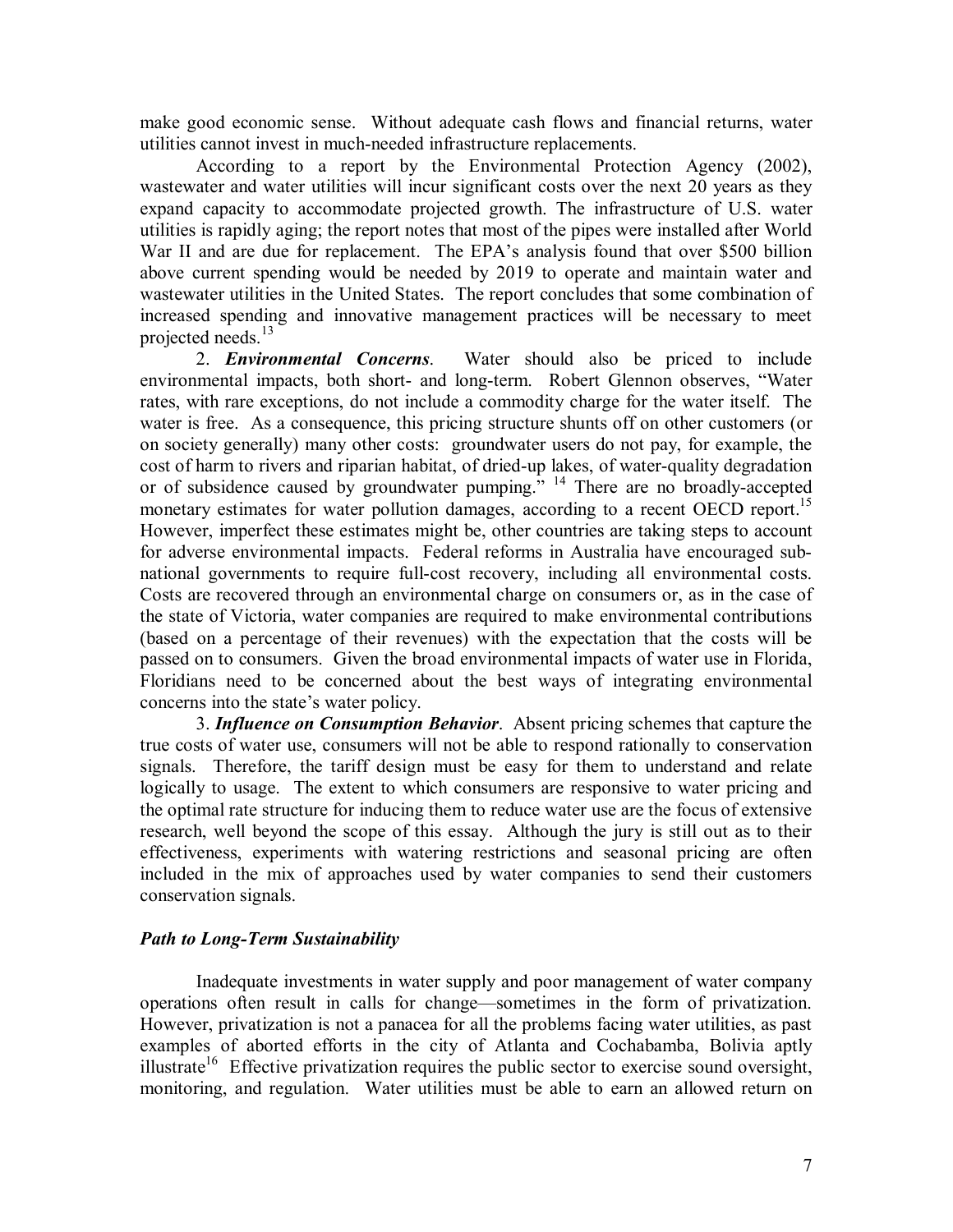make good economic sense. Without adequate cash flows and financial returns, water utilities cannot invest in much-needed infrastructure replacements.

According to a report by the Environmental Protection Agency (2002), wastewater and water utilities will incur significant costs over the next 20 years as they expand capacity to accommodate projected growth. The infrastructure of U.S. water utilities is rapidly aging; the report notes that most of the pipes were installed after World War II and are due for replacement. The EPA's analysis found that over $500 billion above current spending would be needed by 2019 to operate and maintain water and wastewater utilities in the United States. The report concludes that some combination of increased spending and innovative management practices will be necessary to meet projected needs.[13]

2. ***Environmental Concerns***. Water should also be priced to include environmental impacts, both short- and long-term. Robert Glennon observes, "Water rates, with rare exceptions, do not include a commodity charge for the water itself. The water is free. As a consequence, this pricing structure shunts off on other customers (or on society generally) many other costs: groundwater users do not pay, for example, the cost of harm to rivers and riparian habitat, of dried-up lakes, of water-quality degradation or of subsidence caused by groundwater pumping." [14] There are no broadly-accepted monetary estimates for water pollution damages, according to a recent OECD report.[15] However, imperfect these estimates might be, other countries are taking steps to account for adverse environmental impacts. Federal reforms in Australia have encouraged sub-national governments to require full-cost recovery, including all environmental costs. Costs are recovered through an environmental charge on consumers or, as in the case of the state of Victoria, water companies are required to make environmental contributions (based on a percentage of their revenues) with the expectation that the costs will be passed on to consumers. Given the broad environmental impacts of water use in Florida, Floridians need to be concerned about the best ways of integrating environmental concerns into the state's water policy.

3. ***Influence on Consumption Behavior***. Absent pricing schemes that capture the true costs of water use, consumers will not be able to respond rationally to conservation signals. Therefore, the tariff design must be easy for them to understand and relate logically to usage. The extent to which consumers are responsive to water pricing and the optimal rate structure for inducing them to reduce water use are the focus of extensive research, well beyond the scope of this essay. Although the jury is still out as to their effectiveness, experiments with watering restrictions and seasonal pricing are often included in the mix of approaches used by water companies to send their customers conservation signals.

### *Path to Long-Term Sustainability*

Inadequate investments in water supply and poor management of water company operations often result in calls for change—sometimes in the form of privatization. However, privatization is not a panacea for all the problems facing water utilities, as past examples of aborted efforts in the city of Atlanta and Cochabamba, Bolivia aptly illustrate[16] Effective privatization requires the public sector to exercise sound oversight, monitoring, and regulation. Water utilities must be able to earn an allowed return on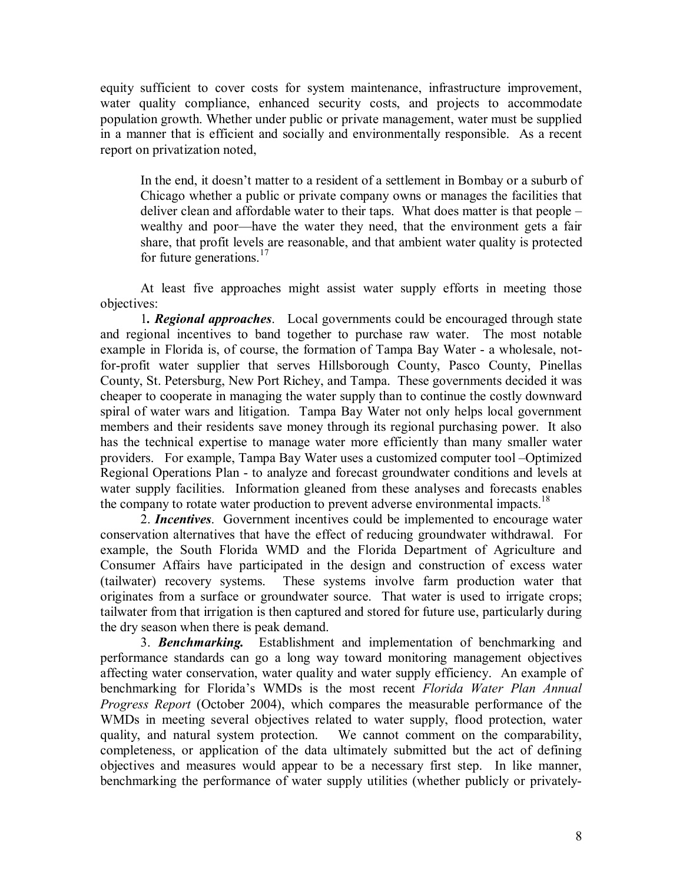equity sufficient to cover costs for system maintenance, infrastructure improvement, water quality compliance, enhanced security costs, and projects to accommodate population growth. Whether under public or private management, water must be supplied in a manner that is efficient and socially and environmentally responsible. As a recent report on privatization noted,

> In the end, it doesn't matter to a resident of a settlement in Bombay or a suburb of Chicago whether a public or private company owns or manages the facilities that deliver clean and affordable water to their taps. What does matter is that people – wealthy and poor—have the water they need, that the environment gets a fair share, that profit levels are reasonable, and that ambient water quality is protected for future generations.[17]

At least five approaches might assist water supply efforts in meeting those objectives:

1**.** ***Regional approaches***. Local governments could be encouraged through state and regional incentives to band together to purchase raw water. The most notable example in Florida is, of course, the formation of Tampa Bay Water - a wholesale, not-for-profit water supplier that serves Hillsborough County, Pasco County, Pinellas County, St. Petersburg, New Port Richey, and Tampa. These governments decided it was cheaper to cooperate in managing the water supply than to continue the costly downward spiral of water wars and litigation. Tampa Bay Water not only helps local government members and their residents save money through its regional purchasing power. It also has the technical expertise to manage water more efficiently than many smaller water providers. For example, Tampa Bay Water uses a customized computer tool –Optimized Regional Operations Plan - to analyze and forecast groundwater conditions and levels at water supply facilities. Information gleaned from these analyses and forecasts enables the company to rotate water production to prevent adverse environmental impacts.[18]

2. ***Incentives***. Government incentives could be implemented to encourage water conservation alternatives that have the effect of reducing groundwater withdrawal. For example, the South Florida WMD and the Florida Department of Agriculture and Consumer Affairs have participated in the design and construction of excess water (tailwater) recovery systems. These systems involve farm production water that originates from a surface or groundwater source. That water is used to irrigate crops; tailwater from that irrigation is then captured and stored for future use, particularly during the dry season when there is peak demand.

3. ***Benchmarking.*** Establishment and implementation of benchmarking and performance standards can go a long way toward monitoring management objectives affecting water conservation, water quality and water supply efficiency. An example of benchmarking for Florida's WMDs is the most recent *Florida Water Plan Annual Progress Report* (October 2004), which compares the measurable performance of the WMDs in meeting several objectives related to water supply, flood protection, water quality, and natural system protection. We cannot comment on the comparability, completeness, or application of the data ultimately submitted but the act of defining objectives and measures would appear to be a necessary first step. In like manner, benchmarking the performance of water supply utilities (whether publicly or privately-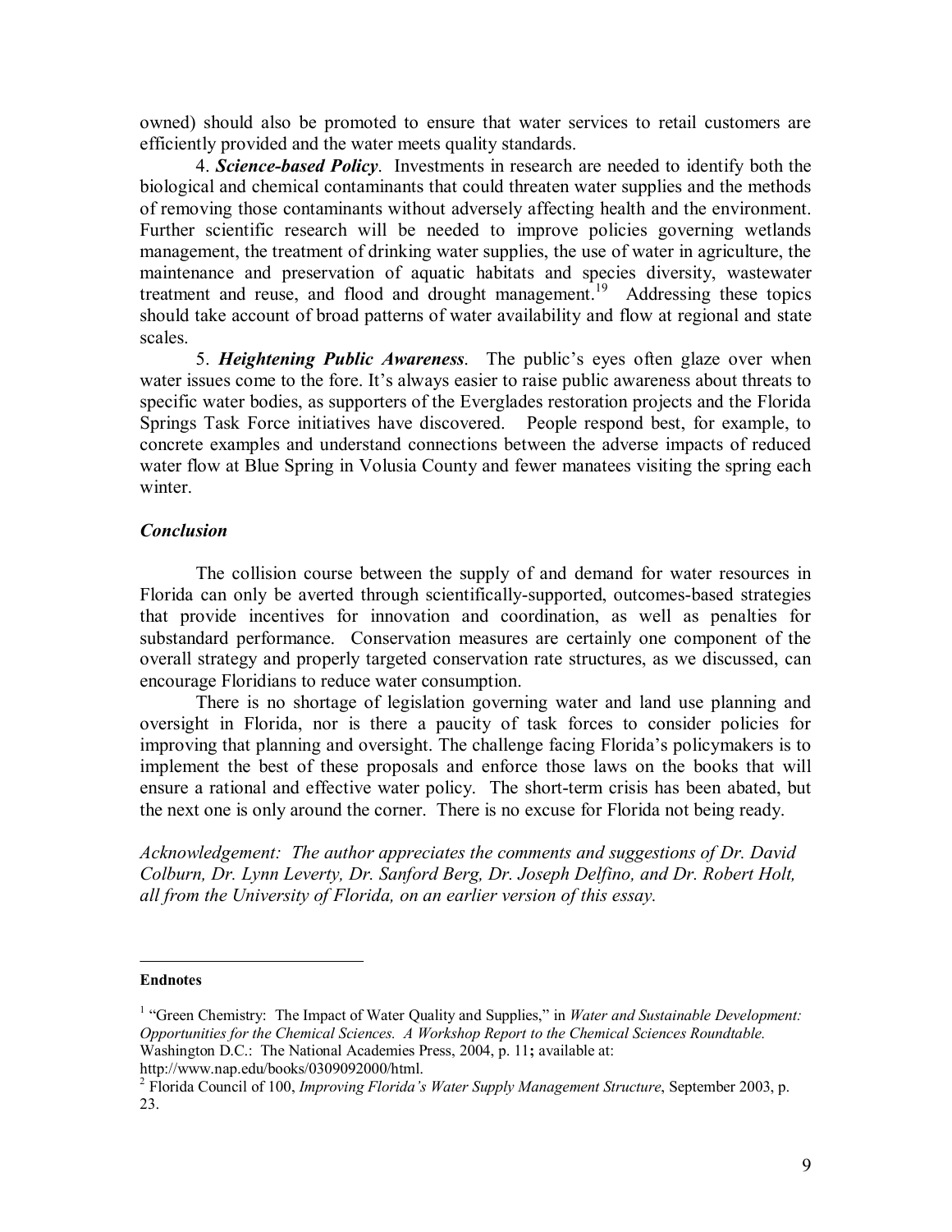owned) should also be promoted to ensure that water services to retail customers are efficiently provided and the water meets quality standards.

4. ***Science-based Policy***. Investments in research are needed to identify both the biological and chemical contaminants that could threaten water supplies and the methods of removing those contaminants without adversely affecting health and the environment. Further scientific research will be needed to improve policies governing wetlands management, the treatment of drinking water supplies, the use of water in agriculture, the maintenance and preservation of aquatic habitats and species diversity, wastewater treatment and reuse, and flood and drought management.[19] Addressing these topics should take account of broad patterns of water availability and flow at regional and state scales.

5. ***Heightening Public Awareness***. The public's eyes often glaze over when water issues come to the fore. It's always easier to raise public awareness about threats to specific water bodies, as supporters of the Everglades restoration projects and the Florida Springs Task Force initiatives have discovered. People respond best, for example, to concrete examples and understand connections between the adverse impacts of reduced water flow at Blue Spring in Volusia County and fewer manatees visiting the spring each winter.

### *Conclusion*

The collision course between the supply of and demand for water resources in Florida can only be averted through scientifically-supported, outcomes-based strategies that provide incentives for innovation and coordination, as well as penalties for substandard performance. Conservation measures are certainly one component of the overall strategy and properly targeted conservation rate structures, as we discussed, can encourage Floridians to reduce water consumption.

There is no shortage of legislation governing water and land use planning and oversight in Florida, nor is there a paucity of task forces to consider policies for improving that planning and oversight. The challenge facing Florida's policymakers is to implement the best of these proposals and enforce those laws on the books that will ensure a rational and effective water policy. The short-term crisis has been abated, but the next one is only around the corner. There is no excuse for Florida not being ready.

*Acknowledgement: The author appreciates the comments and suggestions of Dr. David Colburn, Dr. Lynn Leverty, Dr. Sanford Berg, Dr. Joseph Delfino, and Dr. Robert Holt, all from the University of Florida, on an earlier version of this essay.*

---

**Endnotes**

[1] "Green Chemistry: The Impact of Water Quality and Supplies," in *Water and Sustainable Development: Opportunities for the Chemical Sciences. A Workshop Report to the Chemical Sciences Roundtable.* Washington D.C.: The National Academies Press, 2004, p. 11**;** available at: http://www.nap.edu/books/0309092000/html.

[2] Florida Council of 100, *Improving Florida's Water Supply Management Structure*, September 2003, p. 23.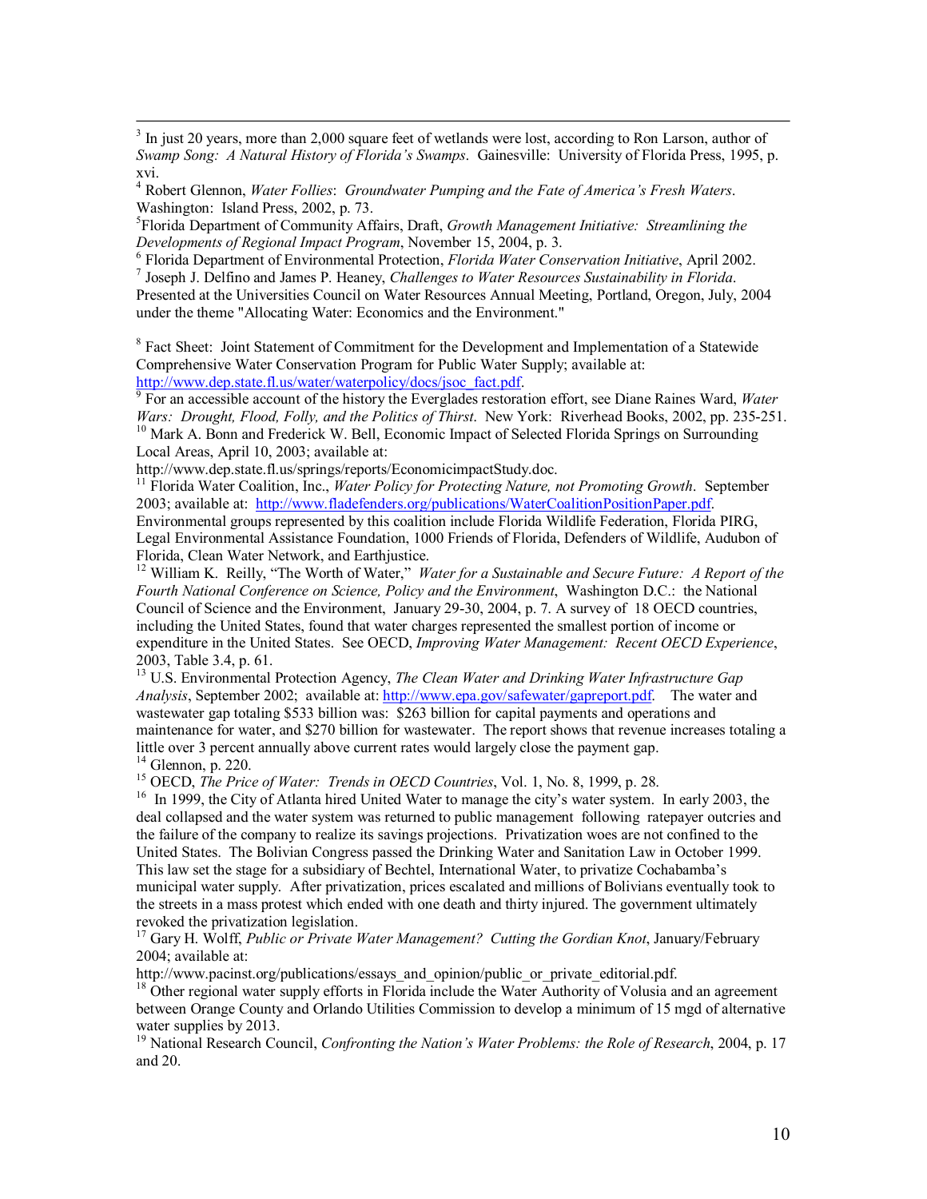[3] In just 20 years, more than 2,000 square feet of wetlands were lost, according to Ron Larson, author of *Swamp Song: A Natural History of Florida's Swamps*. Gainesville: University of Florida Press, 1995, p. xvi.

[4] Robert Glennon, *Water Follies*: *Groundwater Pumping and the Fate of America's Fresh Waters*. Washington: Island Press, 2002, p. 73.

[5] Florida Department of Community Affairs, Draft, *Growth Management Initiative: Streamlining the Developments of Regional Impact Program*, November 15, 2004, p. 3.

[6] Florida Department of Environmental Protection, *Florida Water Conservation Initiative*, April 2002.

[7] Joseph J. Delfino and James P. Heaney, *Challenges to Water Resources Sustainability in Florida*. Presented at the Universities Council on Water Resources Annual Meeting, Portland, Oregon, July, 2004 under the theme "Allocating Water: Economics and the Environment."

[8] Fact Sheet: Joint Statement of Commitment for the Development and Implementation of a Statewide Comprehensive Water Conservation Program for Public Water Supply; available at: http://www.dep.state.fl.us/water/waterpolicy/docs/jsoc_fact.pdf.

[9] For an accessible account of the history the Everglades restoration effort, see Diane Raines Ward, *Water Wars: Drought, Flood, Folly, and the Politics of Thirst*. New York: Riverhead Books, 2002, pp. 235-251.

[10] Mark A. Bonn and Frederick W. Bell, Economic Impact of Selected Florida Springs on Surrounding Local Areas, April 10, 2003; available at: http://www.dep.state.fl.us/springs/reports/EconomicimpactStudy.doc.

[11] Florida Water Coalition, Inc., *Water Policy for Protecting Nature, not Promoting Growth*. September 2003; available at: http://www.fladefenders.org/publications/WaterCoalitionPositionPaper.pdf. Environmental groups represented by this coalition include Florida Wildlife Federation, Florida PIRG, Legal Environmental Assistance Foundation, 1000 Friends of Florida, Defenders of Wildlife, Audubon of Florida, Clean Water Network, and Earthjustice.

[12] William K. Reilly, "The Worth of Water," *Water for a Sustainable and Secure Future: A Report of the Fourth National Conference on Science, Policy and the Environment*, Washington D.C.: the National Council of Science and the Environment, January 29-30, 2004, p. 7. A survey of 18 OECD countries, including the United States, found that water charges represented the smallest portion of income or expenditure in the United States. See OECD, *Improving Water Management: Recent OECD Experience*, 2003, Table 3.4, p. 61.

[13] U.S. Environmental Protection Agency, *The Clean Water and Drinking Water Infrastructure Gap Analysis*, September 2002; available at: http://www.epa.gov/safewater/gapreport.pdf. The water and wastewater gap totaling \$533 billion was: \$263 billion for capital payments and operations and maintenance for water, and \$270 billion for wastewater. The report shows that revenue increases totaling a little over 3 percent annually above current rates would largely close the payment gap.

[14] Glennon, p. 220.

[15] OECD, *The Price of Water: Trends in OECD Countries*, Vol. 1, No. 8, 1999, p. 28.

[16] In 1999, the City of Atlanta hired United Water to manage the city's water system. In early 2003, the deal collapsed and the water system was returned to public management following ratepayer outcries and the failure of the company to realize its savings projections. Privatization woes are not confined to the United States. The Bolivian Congress passed the Drinking Water and Sanitation Law in October 1999. This law set the stage for a subsidiary of Bechtel, International Water, to privatize Cochabamba's municipal water supply. After privatization, prices escalated and millions of Bolivians eventually took to the streets in a mass protest which ended with one death and thirty injured. The government ultimately revoked the privatization legislation.

[17] Gary H. Wolff, *Public or Private Water Management? Cutting the Gordian Knot*, January/February 2004; available at: http://www.pacinst.org/publications/essays_and_opinion/public_or_private_editorial.pdf.

[18] Other regional water supply efforts in Florida include the Water Authority of Volusia and an agreement between Orange County and Orlando Utilities Commission to develop a minimum of 15 mgd of alternative water supplies by 2013.

[19] National Research Council, *Confronting the Nation's Water Problems: the Role of Research*, 2004, p. 17 and 20.